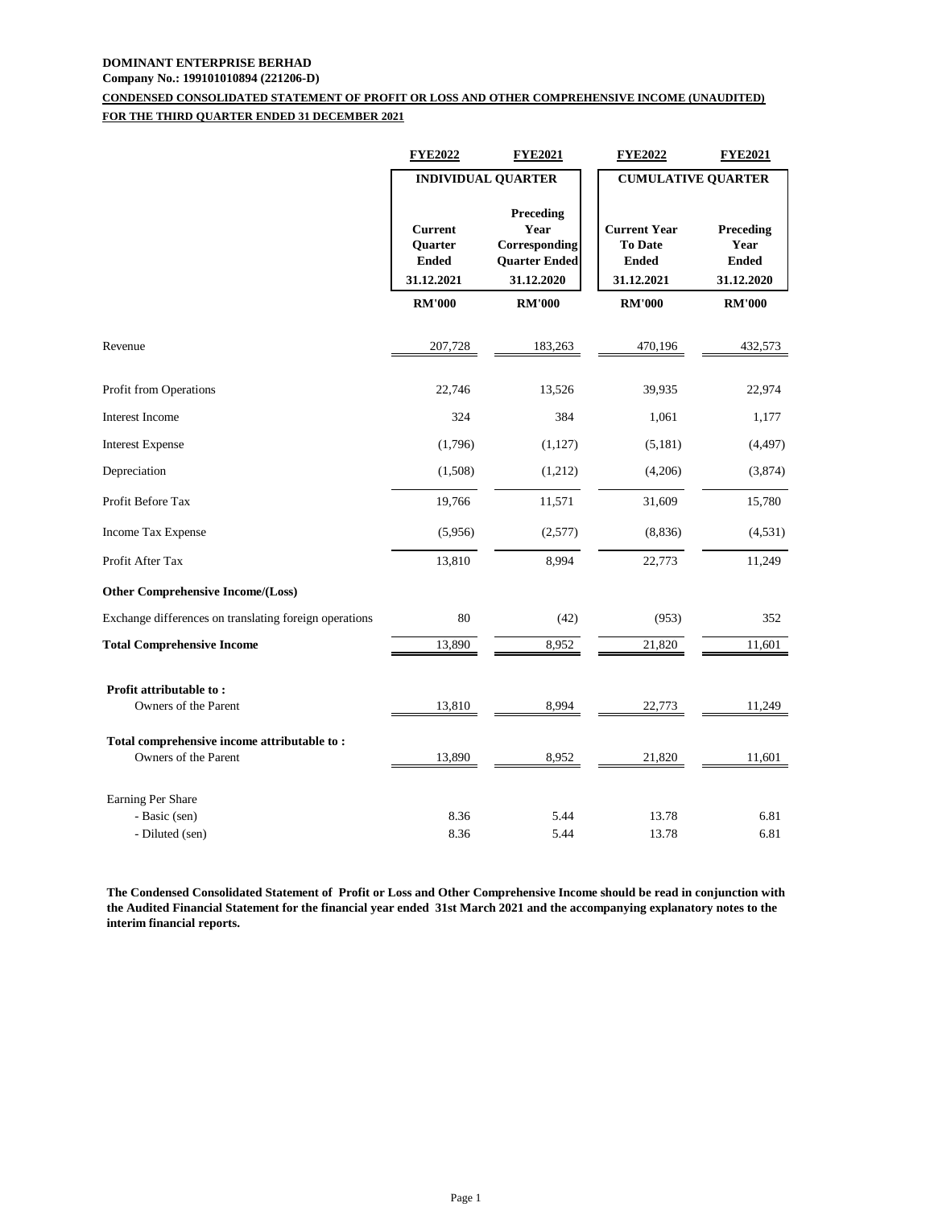**DOMINANT ENTERPRISE BERHAD**

**Company No.: 199101010894 (221206-D)**

**CONDENSED CONSOLIDATED STATEMENT OF PROFIT OR LOSS AND OTHER COMPREHENSIVE INCOME (UNAUDITED)**

**FOR THE THIRD QUARTER ENDED 31 DECEMBER 2021**

| | FYE2022 | FYE2021 | FYE2022 | FYE2021 |
|---|---|---|---|---|
| | INDIVIDUAL QUARTER | | CUMULATIVE QUARTER | |
| | Current Quarter Ended 31.12.2021 | Preceding Year Corresponding Quarter Ended 31.12.2020 | Current Year To Date Ended 31.12.2021 | Preceding Year Ended 31.12.2020 |
| | RM'000 | RM'000 | RM'000 | RM'000 |
| Revenue | 207,728 | 183,263 | 470,196 | 432,573 |
| Profit from Operations | 22,746 | 13,526 | 39,935 | 22,974 |
| Interest Income | 324 | 384 | 1,061 | 1,177 |
| Interest Expense | (1,796) | (1,127) | (5,181) | (4,497) |
| Depreciation | (1,508) | (1,212) | (4,206) | (3,874) |
| Profit Before Tax | 19,766 | 11,571 | 31,609 | 15,780 |
| Income Tax Expense | (5,956) | (2,577) | (8,836) | (4,531) |
| Profit After Tax | 13,810 | 8,994 | 22,773 | 11,249 |
| **Other Comprehensive Income/(Loss)** | | | | |
| Exchange differences on translating foreign operations | 80 | (42) | (953) | 352 |
| **Total Comprehensive Income** | 13,890 | 8,952 | 21,820 | 11,601 |
| **Profit attributable to :** | | | | |
| Owners of the Parent | 13,810 | 8,994 | 22,773 | 11,249 |
| **Total comprehensive income attributable to :** | | | | |
| Owners of the Parent | 13,890 | 8,952 | 21,820 | 11,601 |
| Earning Per Share | | | | |
| - Basic (sen) | 8.36 | 5.44 | 13.78 | 6.81 |
| - Diluted (sen) | 8.36 | 5.44 | 13.78 | 6.81 |

**The Condensed Consolidated Statement of Profit or Loss and Other Comprehensive Income should be read in conjunction with the Audited Financial Statement for the financial year ended 31st March 2021 and the accompanying explanatory notes to the interim financial reports.**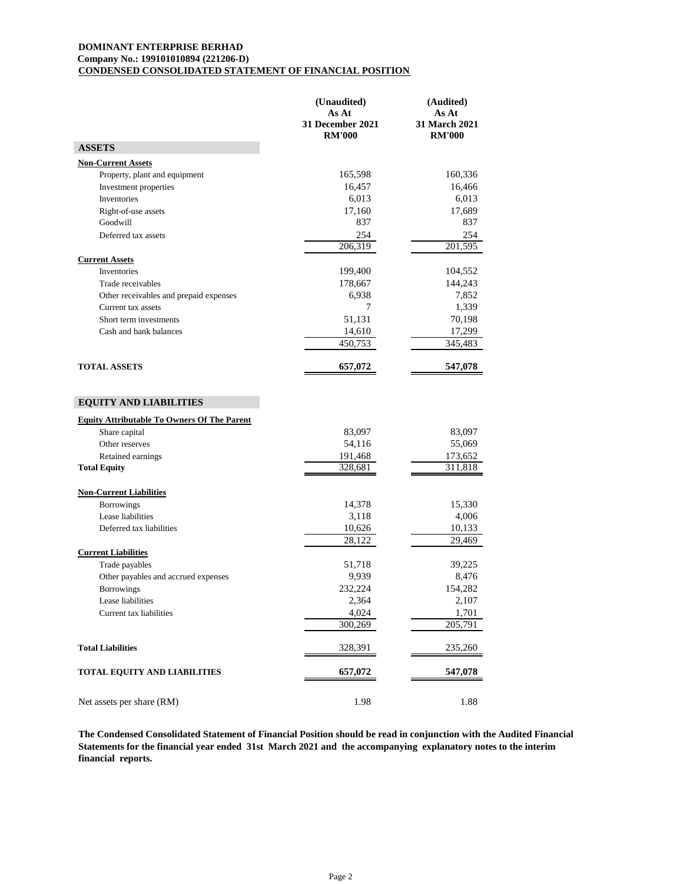**DOMINANT ENTERPRISE BERHAD**
**Company No.: 199101010894 (221206-D)**
**CONDENSED CONSOLIDATED STATEMENT OF FINANCIAL POSITION**

| | (Unaudited) As At 31 December 2021 RM'000 | (Audited) As At 31 March 2021 RM'000 |
|---|---|---|
| **ASSETS** | | |
| **Non-Current Assets** | | |
| Property, plant and equipment | 165,598 | 160,336 |
| Investment properties | 16,457 | 16,466 |
| Inventories | 6,013 | 6,013 |
| Right-of-use assets | 17,160 | 17,689 |
| Goodwill | 837 | 837 |
| Deferred tax assets | 254 | 254 |
| | 206,319 | 201,595 |
| **Current Assets** | | |
| Inventories | 199,400 | 104,552 |
| Trade receivables | 178,667 | 144,243 |
| Other receivables and prepaid expenses | 6,938 | 7,852 |
| Current tax assets | 7 | 1,339 |
| Short term investments | 51,131 | 70,198 |
| Cash and bank balances | 14,610 | 17,299 |
| | 450,753 | 345,483 |
| **TOTAL ASSETS** | **657,072** | **547,078** |
| **EQUITY AND LIABILITIES** | | |
| **Equity Attributable To Owners Of The Parent** | | |
| Share capital | 83,097 | 83,097 |
| Other reserves | 54,116 | 55,069 |
| Retained earnings | 191,468 | 173,652 |
| **Total Equity** | 328,681 | 311,818 |
| **Non-Current Liabilities** | | |
| Borrowings | 14,378 | 15,330 |
| Lease liabilities | 3,118 | 4,006 |
| Deferred tax liabilities | 10,626 | 10,133 |
| | 28,122 | 29,469 |
| **Current Liabilities** | | |
| Trade payables | 51,718 | 39,225 |
| Other payables and accrued expenses | 9,939 | 8,476 |
| Borrowings | 232,224 | 154,282 |
| Lease liabilities | 2,364 | 2,107 |
| Current tax liabilities | 4,024 | 1,701 |
| | 300,269 | 205,791 |
| **Total Liabilities** | 328,391 | 235,260 |
| **TOTAL EQUITY AND LIABILITIES** | **657,072** | **547,078** |
| Net assets per share (RM) | 1.98 | 1.88 |

**The Condensed Consolidated Statement of Financial Position should be read in conjunction with the Audited Financial Statements for the financial year ended 31st March 2021 and the accompanying explanatory notes to the interim financial reports.**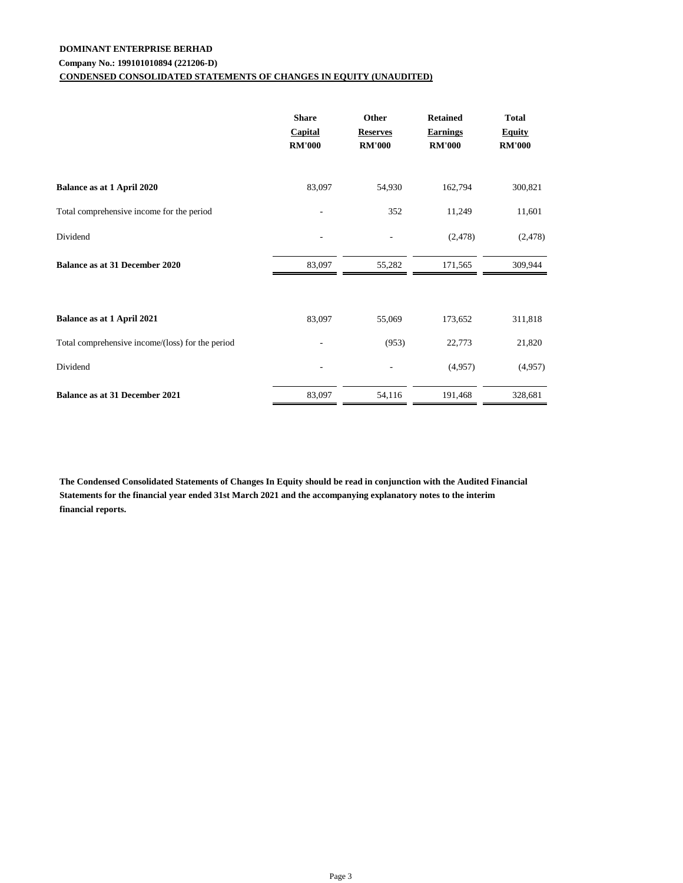**DOMINANT ENTERPRISE BERHAD**

**Company No.: 199101010894 (221206-D)**

**CONDENSED CONSOLIDATED STATEMENTS OF CHANGES IN EQUITY (UNAUDITED)**

| | Share Capital RM'000 | Other Reserves RM'000 | Retained Earnings RM'000 | Total Equity RM'000 |
|---|---|---|---|---|
| **Balance as at 1 April 2020** | 83,097 | 54,930 | 162,794 | 300,821 |
| Total comprehensive income for the period | - | 352 | 11,249 | 11,601 |
| Dividend | - | - | (2,478) | (2,478) |
| **Balance as at 31 December 2020** | 83,097 | 55,282 | 171,565 | 309,944 |
| | | | | |
| **Balance as at 1 April 2021** | 83,097 | 55,069 | 173,652 | 311,818 |
| Total comprehensive income/(loss) for the period | - | (953) | 22,773 | 21,820 |
| Dividend | - | - | (4,957) | (4,957) |
| **Balance as at 31 December 2021** | 83,097 | 54,116 | 191,468 | 328,681 |

**The Condensed Consolidated Statements of Changes In Equity should be read in conjunction with the Audited Financial Statements for the financial year ended 31st March 2021 and the accompanying explanatory notes to the interim financial reports.**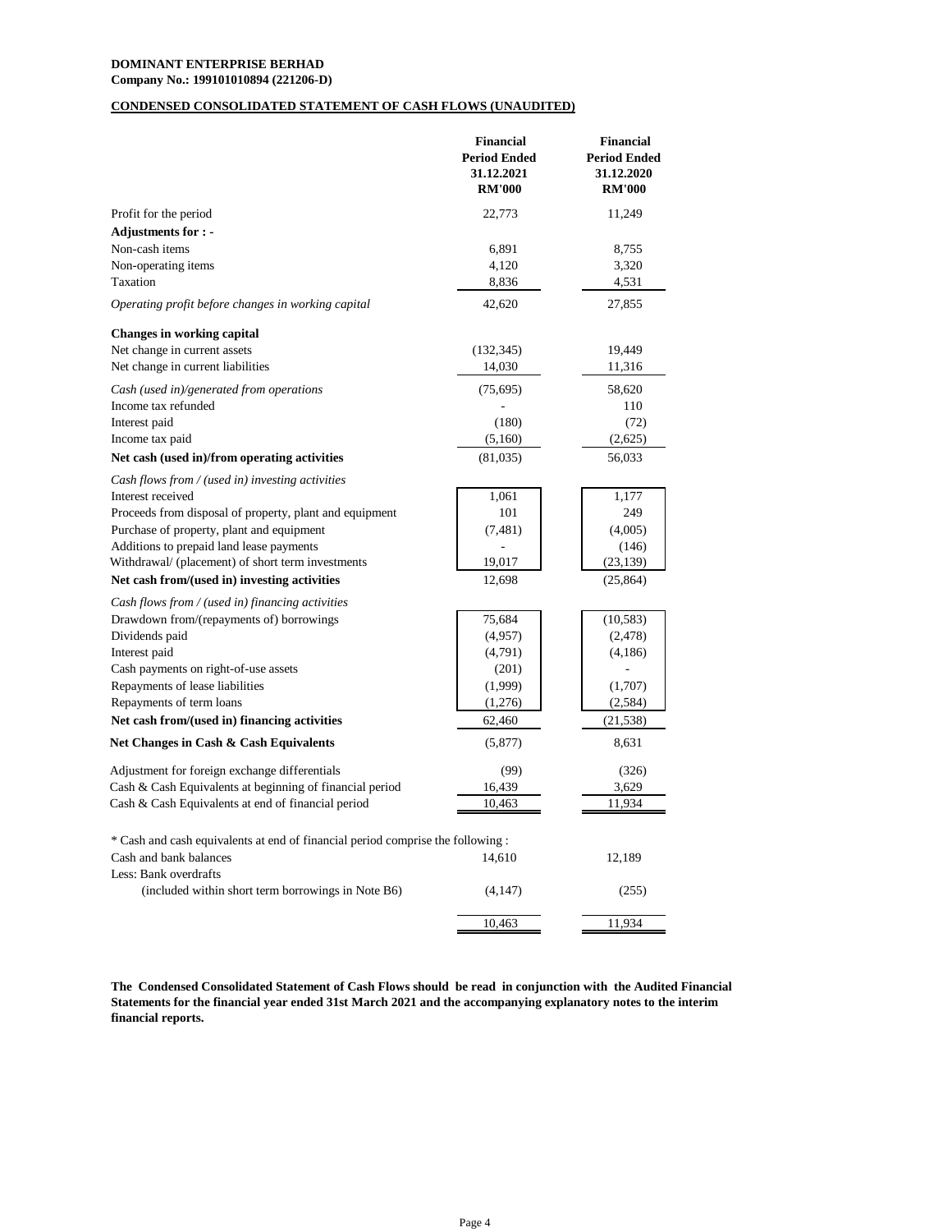**DOMINANT ENTERPRISE BERHAD**
**Company No.: 199101010894 (221206-D)**

**CONDENSED CONSOLIDATED STATEMENT OF CASH FLOWS (UNAUDITED)**

| | Financial Period Ended 31.12.2021 RM'000 | Financial Period Ended 31.12.2020 RM'000 |
|---|---|---|
| Profit for the period | 22,773 | 11,249 |
| **Adjustments for : -** | | |
| Non-cash items | 6,891 | 8,755 |
| Non-operating items | 4,120 | 3,320 |
| Taxation | 8,836 | 4,531 |
| *Operating profit before changes in working capital* | 42,620 | 27,855 |
| **Changes in working capital** | | |
| Net change in current assets | (132,345) | 19,449 |
| Net change in current liabilities | 14,030 | 11,316 |
| *Cash (used in)/generated from operations* | (75,695) | 58,620 |
| Income tax refunded | - | 110 |
| Interest paid | (180) | (72) |
| Income tax paid | (5,160) | (2,625) |
| **Net cash (used in)/from operating activities** | (81,035) | 56,033 |
| *Cash flows from / (used in) investing activities* | | |
| Interest received | 1,061 | 1,177 |
| Proceeds from disposal of property, plant and equipment | 101 | 249 |
| Purchase of property, plant and equipment | (7,481) | (4,005) |
| Additions to prepaid land lease payments | - | (146) |
| Withdrawal/ (placement) of short term investments | 19,017 | (23,139) |
| **Net cash from/(used in) investing activities** | 12,698 | (25,864) |
| *Cash flows from / (used in) financing activities* | | |
| Drawdown from/(repayments of) borrowings | 75,684 | (10,583) |
| Dividends paid | (4,957) | (2,478) |
| Interest paid | (4,791) | (4,186) |
| Cash payments on right-of-use assets | (201) | - |
| Repayments of lease liabilities | (1,999) | (1,707) |
| Repayments of term loans | (1,276) | (2,584) |
| **Net cash from/(used in) financing activities** | 62,460 | (21,538) |
| **Net Changes in Cash & Cash Equivalents** | (5,877) | 8,631 |
| Adjustment for foreign exchange differentials | (99) | (326) |
| Cash & Cash Equivalents at beginning of financial period | 16,439 | 3,629 |
| Cash & Cash Equivalents at end of financial period | 10,463 | 11,934 |

\* Cash and cash equivalents at end of financial period comprise the following :

| | | |
|---|---|---|
| Cash and bank balances | 14,610 | 12,189 |
| Less: Bank overdrafts | | |
| (included within short term borrowings in Note B6) | (4,147) | (255) |
| | 10,463 | 11,934 |

**The Condensed Consolidated Statement of Cash Flows should be read in conjunction with the Audited Financial Statements for the financial year ended 31st March 2021 and the accompanying explanatory notes to the interim financial reports.**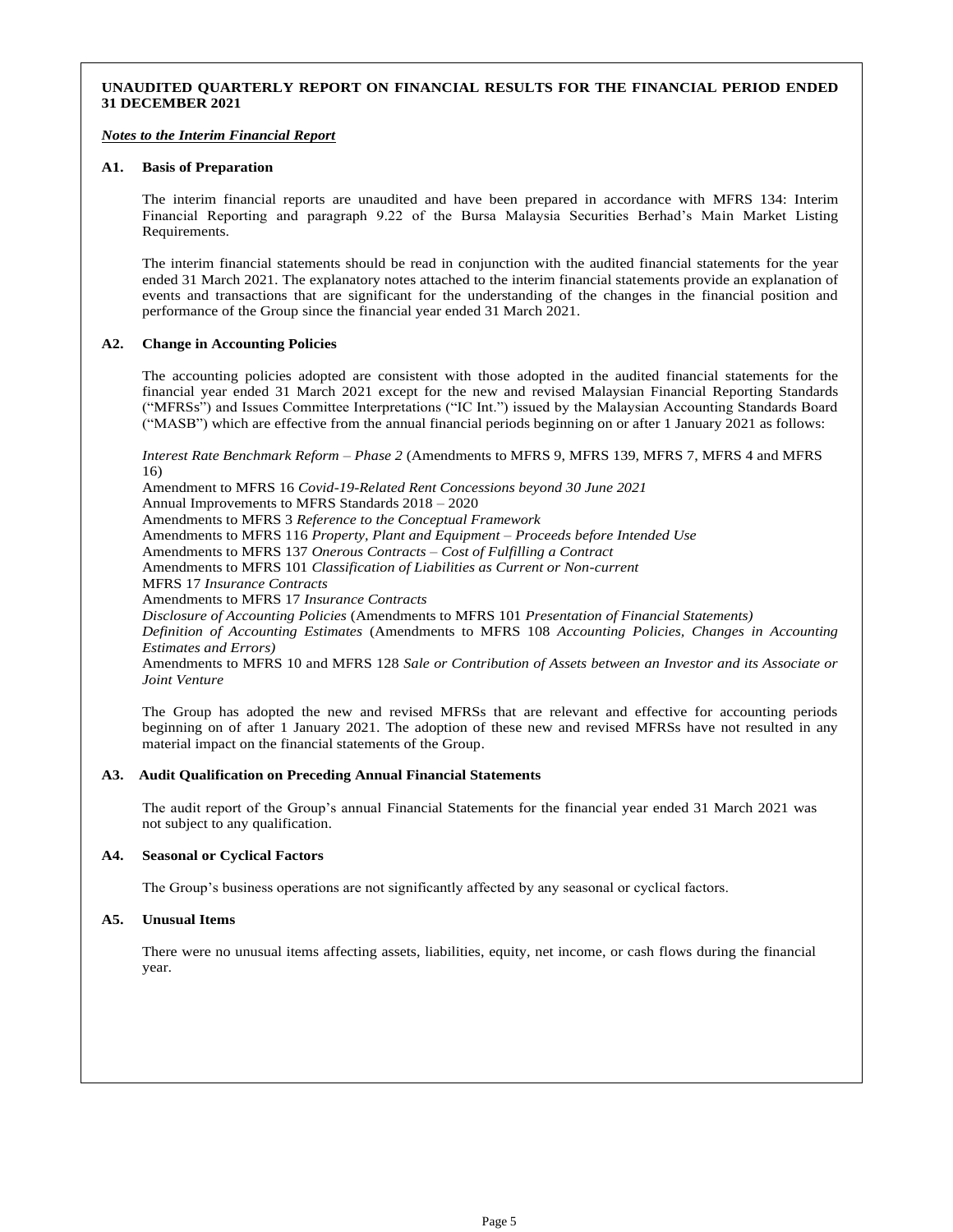**UNAUDITED QUARTERLY REPORT ON FINANCIAL RESULTS FOR THE FINANCIAL PERIOD ENDED 31 DECEMBER 2021**

***Notes to the Interim Financial Report***

**A1. Basis of Preparation**

The interim financial reports are unaudited and have been prepared in accordance with MFRS 134: Interim Financial Reporting and paragraph 9.22 of the Bursa Malaysia Securities Berhad's Main Market Listing Requirements.

The interim financial statements should be read in conjunction with the audited financial statements for the year ended 31 March 2021. The explanatory notes attached to the interim financial statements provide an explanation of events and transactions that are significant for the understanding of the changes in the financial position and performance of the Group since the financial year ended 31 March 2021.

**A2. Change in Accounting Policies**

The accounting policies adopted are consistent with those adopted in the audited financial statements for the financial year ended 31 March 2021 except for the new and revised Malaysian Financial Reporting Standards ("MFRSs") and Issues Committee Interpretations ("IC Int.") issued by the Malaysian Accounting Standards Board ("MASB") which are effective from the annual financial periods beginning on or after 1 January 2021 as follows:

*Interest Rate Benchmark Reform – Phase 2* (Amendments to MFRS 9, MFRS 139, MFRS 7, MFRS 4 and MFRS 16)
Amendment to MFRS 16 *Covid-19-Related Rent Concessions beyond 30 June 2021*
Annual Improvements to MFRS Standards 2018 – 2020
Amendments to MFRS 3 *Reference to the Conceptual Framework*
Amendments to MFRS 116 *Property, Plant and Equipment – Proceeds before Intended Use*
Amendments to MFRS 137 *Onerous Contracts – Cost of Fulfilling a Contract*
Amendments to MFRS 101 *Classification of Liabilities as Current or Non-current*
MFRS 17 *Insurance Contracts*
Amendments to MFRS 17 *Insurance Contracts*
*Disclosure of Accounting Policies* (Amendments to MFRS 101 *Presentation of Financial Statements)*
*Definition of Accounting Estimates* (Amendments to MFRS 108 *Accounting Policies, Changes in Accounting Estimates and Errors)*
Amendments to MFRS 10 and MFRS 128 *Sale or Contribution of Assets between an Investor and its Associate or Joint Venture*

The Group has adopted the new and revised MFRSs that are relevant and effective for accounting periods beginning on of after 1 January 2021. The adoption of these new and revised MFRSs have not resulted in any material impact on the financial statements of the Group.

**A3. Audit Qualification on Preceding Annual Financial Statements**

The audit report of the Group's annual Financial Statements for the financial year ended 31 March 2021 was not subject to any qualification.

**A4. Seasonal or Cyclical Factors**

The Group's business operations are not significantly affected by any seasonal or cyclical factors.

**A5. Unusual Items**

There were no unusual items affecting assets, liabilities, equity, net income, or cash flows during the financial year.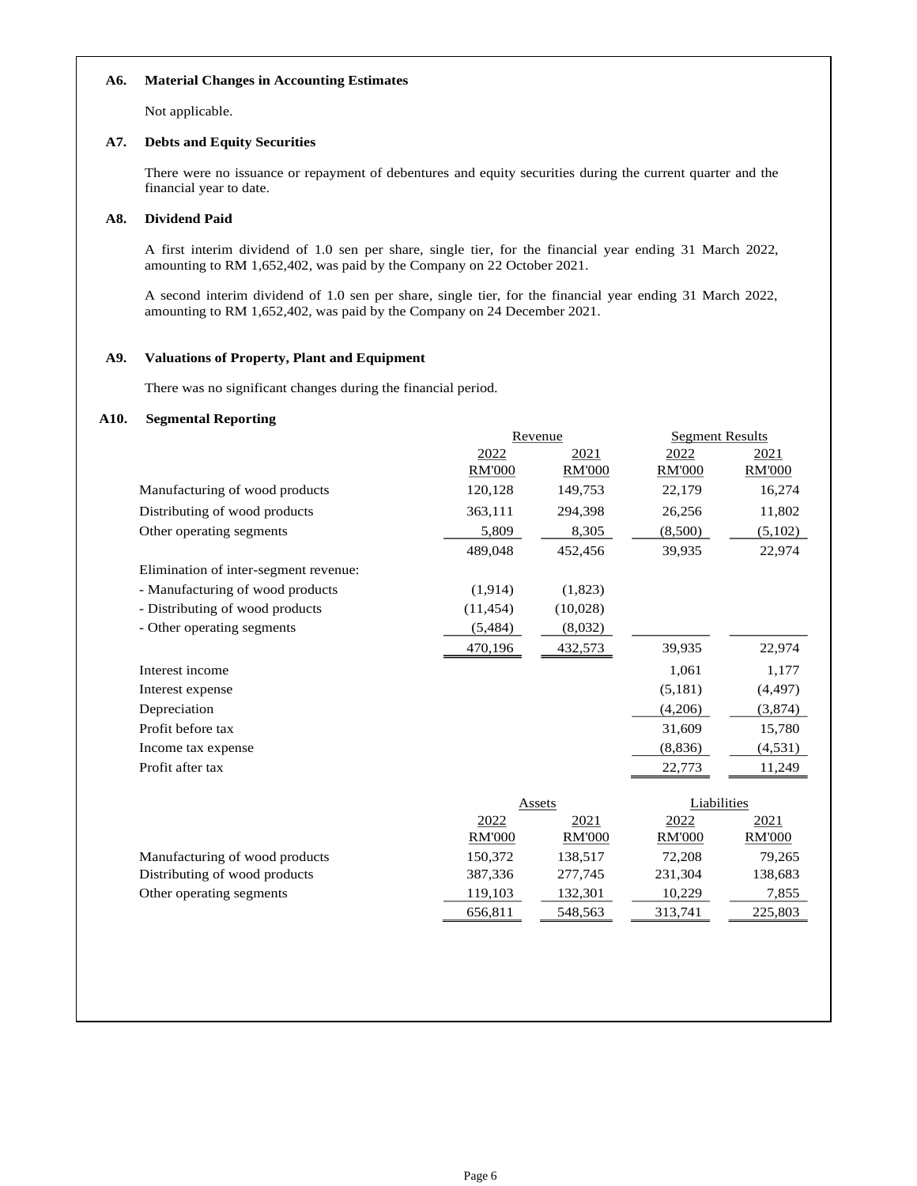### A6. Material Changes in Accounting Estimates

Not applicable.

### A7. Debts and Equity Securities

There were no issuance or repayment of debentures and equity securities during the current quarter and the financial year to date.

### A8. Dividend Paid

A first interim dividend of 1.0 sen per share, single tier, for the financial year ending 31 March 2022, amounting to RM 1,652,402, was paid by the Company on 22 October 2021.

A second interim dividend of 1.0 sen per share, single tier, for the financial year ending 31 March 2022, amounting to RM 1,652,402, was paid by the Company on 24 December 2021.

### A9. Valuations of Property, Plant and Equipment

There was no significant changes during the financial period.

### A10. Segmental Reporting

| | Revenue | | Segment Results | |
|---|---|---|---|---|
| | 2022 | 2021 | 2022 | 2021 |
| | RM'000 | RM'000 | RM'000 | RM'000 |
| Manufacturing of wood products | 120,128 | 149,753 | 22,179 | 16,274 |
| Distributing of wood products | 363,111 | 294,398 | 26,256 | 11,802 |
| Other operating segments | 5,809 | 8,305 | (8,500) | (5,102) |
| | 489,048 | 452,456 | 39,935 | 22,974 |
| Elimination of inter-segment revenue: | | | | |
| - Manufacturing of wood products | (1,914) | (1,823) | | |
| - Distributing of wood products | (11,454) | (10,028) | | |
| - Other operating segments | (5,484) | (8,032) | | |
| | 470,196 | 432,573 | 39,935 | 22,974 |
| Interest income | | | 1,061 | 1,177 |
| Interest expense | | | (5,181) | (4,497) |
| Depreciation | | | (4,206) | (3,874) |
| Profit before tax | | | 31,609 | 15,780 |
| Income tax expense | | | (8,836) | (4,531) |
| Profit after tax | | | 22,773 | 11,249 |

| | Assets | | Liabilities | |
|---|---|---|---|---|
| | 2022 | 2021 | 2022 | 2021 |
| | RM'000 | RM'000 | RM'000 | RM'000 |
| Manufacturing of wood products | 150,372 | 138,517 | 72,208 | 79,265 |
| Distributing of wood products | 387,336 | 277,745 | 231,304 | 138,683 |
| Other operating segments | 119,103 | 132,301 | 10,229 | 7,855 |
| | 656,811 | 548,563 | 313,741 | 225,803 |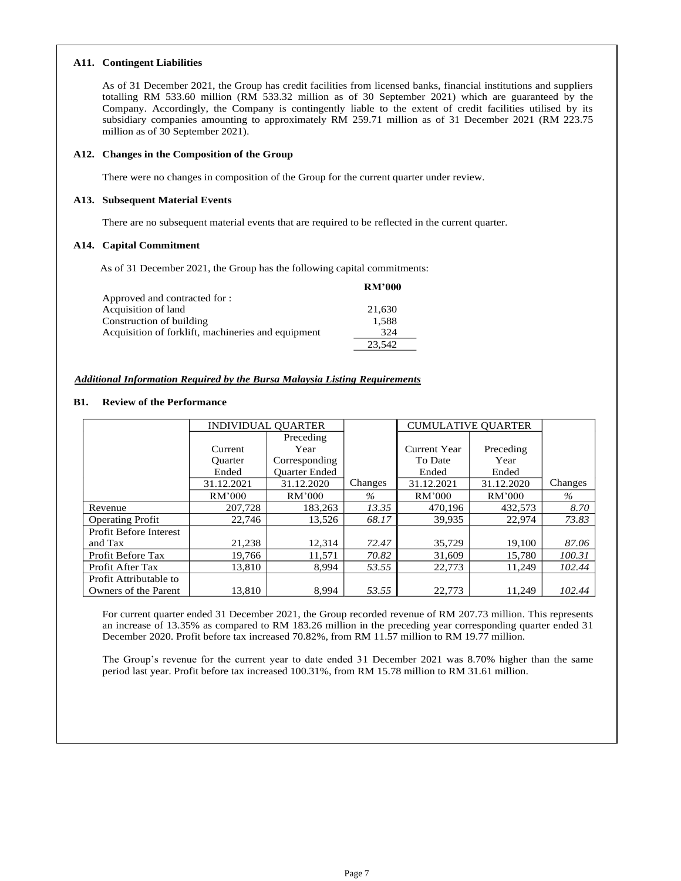### A11. Contingent Liabilities

As of 31 December 2021, the Group has credit facilities from licensed banks, financial institutions and suppliers totalling RM 533.60 million (RM 533.32 million as of 30 September 2021) which are guaranteed by the Company. Accordingly, the Company is contingently liable to the extent of credit facilities utilised by its subsidiary companies amounting to approximately RM 259.71 million as of 31 December 2021 (RM 223.75 million as of 30 September 2021).

### A12. Changes in the Composition of the Group

There were no changes in composition of the Group for the current quarter under review.

### A13. Subsequent Material Events

There are no subsequent material events that are required to be reflected in the current quarter.

### A14. Capital Commitment

As of 31 December 2021, the Group has the following capital commitments:

| | RM'000 |
|---|---|
| Approved and contracted for : | |
| Acquisition of land | 21,630 |
| Construction of building | 1,588 |
| Acquisition of forklift, machineries and equipment | 324 |
| | 23,542 |

***Additional Information Required by the Bursa Malaysia Listing Requirements***

### B1. Review of the Performance

| | INDIVIDUAL QUARTER | | | CUMULATIVE QUARTER | | |
|---|---|---|---|---|---|---|
| | Current Quarter Ended | Preceding Year Corresponding Quarter Ended | | Current Year To Date Ended | Preceding Year Ended | |
| | 31.12.2021 | 31.12.2020 | Changes | 31.12.2021 | 31.12.2020 | Changes |
| | RM'000 | RM'000 | % | RM'000 | RM'000 | % |
| Revenue | 207,728 | 183,263 | *13.35* | 470,196 | 432,573 | *8.70* |
| Operating Profit | 22,746 | 13,526 | *68.17* | 39,935 | 22,974 | *73.83* |
| Profit Before Interest and Tax | 21,238 | 12,314 | *72.47* | 35,729 | 19,100 | *87.06* |
| Profit Before Tax | 19,766 | 11,571 | *70.82* | 31,609 | 15,780 | *100.31* |
| Profit After Tax | 13,810 | 8,994 | *53.55* | 22,773 | 11,249 | *102.44* |
| Profit Attributable to Owners of the Parent | 13,810 | 8,994 | *53.55* | 22,773 | 11,249 | *102.44* |

For current quarter ended 31 December 2021, the Group recorded revenue of RM 207.73 million. This represents an increase of 13.35% as compared to RM 183.26 million in the preceding year corresponding quarter ended 31 December 2020. Profit before tax increased 70.82%, from RM 11.57 million to RM 19.77 million.

The Group's revenue for the current year to date ended 31 December 2021 was 8.70% higher than the same period last year. Profit before tax increased 100.31%, from RM 15.78 million to RM 31.61 million.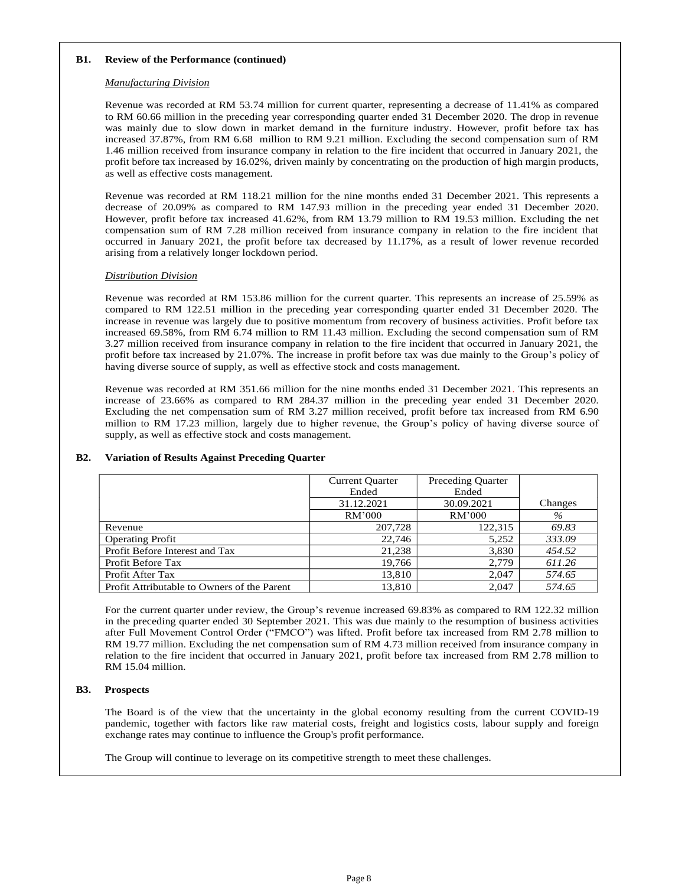## B1. Review of the Performance (continued)

*Manufacturing Division*

Revenue was recorded at RM 53.74 million for current quarter, representing a decrease of 11.41% as compared to RM 60.66 million in the preceding year corresponding quarter ended 31 December 2020. The drop in revenue was mainly due to slow down in market demand in the furniture industry. However, profit before tax has increased 37.87%, from RM 6.68 million to RM 9.21 million. Excluding the second compensation sum of RM 1.46 million received from insurance company in relation to the fire incident that occurred in January 2021, the profit before tax increased by 16.02%, driven mainly by concentrating on the production of high margin products, as well as effective costs management.

Revenue was recorded at RM 118.21 million for the nine months ended 31 December 2021. This represents a decrease of 20.09% as compared to RM 147.93 million in the preceding year ended 31 December 2020. However, profit before tax increased 41.62%, from RM 13.79 million to RM 19.53 million. Excluding the net compensation sum of RM 7.28 million received from insurance company in relation to the fire incident that occurred in January 2021, the profit before tax decreased by 11.17%, as a result of lower revenue recorded arising from a relatively longer lockdown period.

*Distribution Division*

Revenue was recorded at RM 153.86 million for the current quarter. This represents an increase of 25.59% as compared to RM 122.51 million in the preceding year corresponding quarter ended 31 December 2020. The increase in revenue was largely due to positive momentum from recovery of business activities. Profit before tax increased 69.58%, from RM 6.74 million to RM 11.43 million. Excluding the second compensation sum of RM 3.27 million received from insurance company in relation to the fire incident that occurred in January 2021, the profit before tax increased by 21.07%. The increase in profit before tax was due mainly to the Group's policy of having diverse source of supply, as well as effective stock and costs management.

Revenue was recorded at RM 351.66 million for the nine months ended 31 December 2021. This represents an increase of 23.66% as compared to RM 284.37 million in the preceding year ended 31 December 2020. Excluding the net compensation sum of RM 3.27 million received, profit before tax increased from RM 6.90 million to RM 17.23 million, largely due to higher revenue, the Group's policy of having diverse source of supply, as well as effective stock and costs management.

## B2. Variation of Results Against Preceding Quarter

| | Current Quarter Ended | Preceding Quarter Ended | |
|---|---|---|---|
| | 31.12.2021 | 30.09.2021 | Changes |
| | RM'000 | RM'000 | % |
| Revenue | 207,728 | 122,315 | *69.83* |
| Operating Profit | 22,746 | 5,252 | *333.09* |
| Profit Before Interest and Tax | 21,238 | 3,830 | *454.52* |
| Profit Before Tax | 19,766 | 2,779 | *611.26* |
| Profit After Tax | 13,810 | 2,047 | *574.65* |
| Profit Attributable to Owners of the Parent | 13,810 | 2,047 | *574.65* |

For the current quarter under review, the Group's revenue increased 69.83% as compared to RM 122.32 million in the preceding quarter ended 30 September 2021. This was due mainly to the resumption of business activities after Full Movement Control Order ("FMCO") was lifted. Profit before tax increased from RM 2.78 million to RM 19.77 million. Excluding the net compensation sum of RM 4.73 million received from insurance company in relation to the fire incident that occurred in January 2021, profit before tax increased from RM 2.78 million to RM 15.04 million.

## B3. Prospects

The Board is of the view that the uncertainty in the global economy resulting from the current COVID-19 pandemic, together with factors like raw material costs, freight and logistics costs, labour supply and foreign exchange rates may continue to influence the Group's profit performance.

The Group will continue to leverage on its competitive strength to meet these challenges.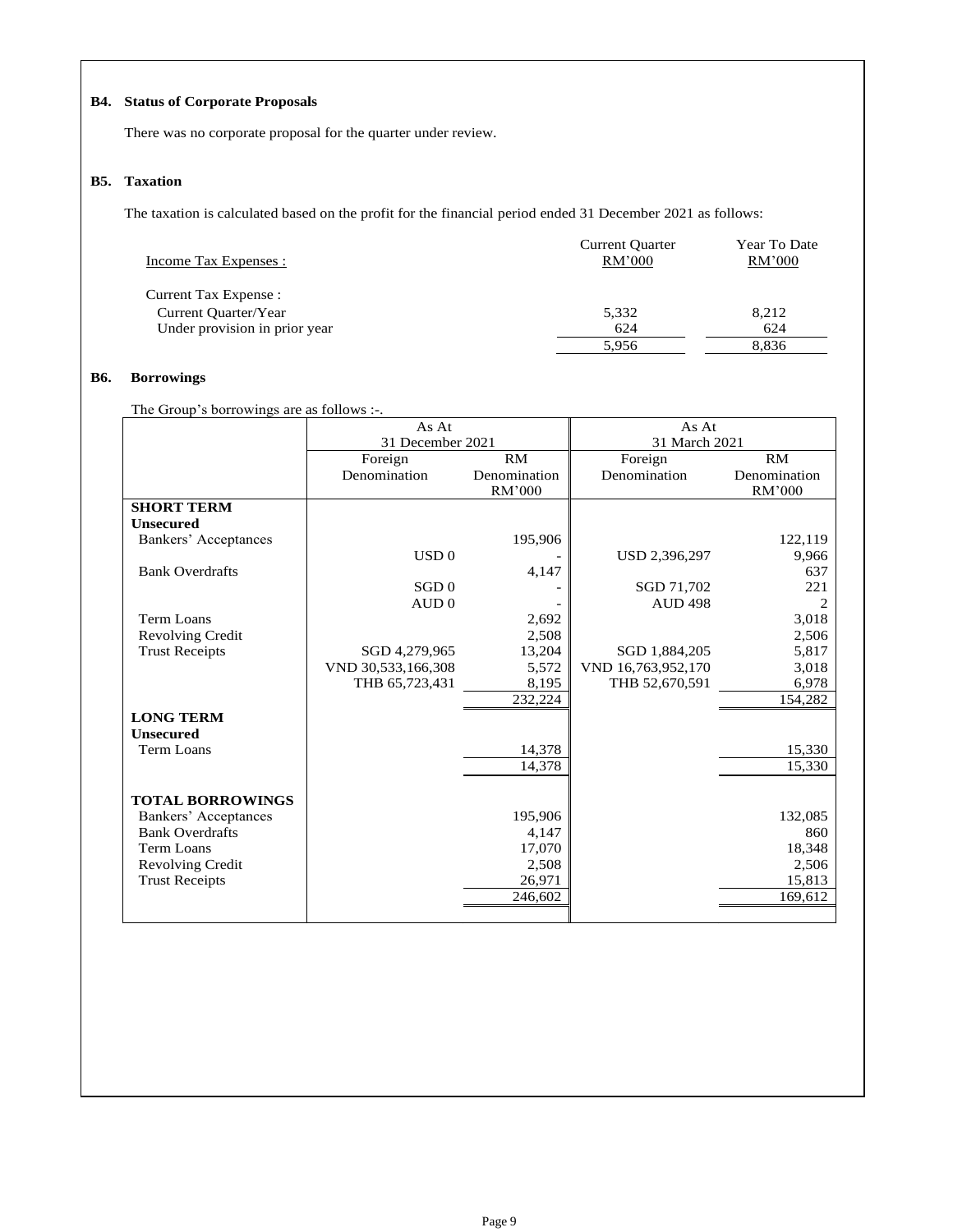**B4. Status of Corporate Proposals**

There was no corporate proposal for the quarter under review.

**B5. Taxation**

The taxation is calculated based on the profit for the financial period ended 31 December 2021 as follows:

| Income Tax Expenses : | Current Quarter RM'000 | Year To Date RM'000 |
|---|---|---|
| Current Tax Expense : | | |
| Current Quarter/Year | 5,332 | 8,212 |
| Under provision in prior year | 624 | 624 |
| | 5,956 | 8,836 |

**B6. Borrowings**

The Group's borrowings are as follows :-.

| | As At 31 December 2021 | | As At 31 March 2021 | |
|---|---|---|---|---|
| | Foreign Denomination | RM Denomination RM'000 | Foreign Denomination | RM Denomination RM'000 |
| **SHORT TERM** | | | | |
| **Unsecured** | | | | |
| Bankers' Acceptances | | 195,906 | | 122,119 |
| | USD 0 | - | USD 2,396,297 | 9,966 |
| Bank Overdrafts | | 4,147 | | 637 |
| | SGD 0 | - | SGD 71,702 | 221 |
| | AUD 0 | - | AUD 498 | 2 |
| Term Loans | | 2,692 | | 3,018 |
| Revolving Credit | | 2,508 | | 2,506 |
| Trust Receipts | SGD 4,279,965 | 13,204 | SGD 1,884,205 | 5,817 |
| | VND 30,533,166,308 | 5,572 | VND 16,763,952,170 | 3,018 |
| | THB 65,723,431 | 8,195 | THB 52,670,591 | 6,978 |
| | | 232,224 | | 154,282 |
| **LONG TERM** | | | | |
| **Unsecured** | | | | |
| Term Loans | | 14,378 | | 15,330 |
| | | 14,378 | | 15,330 |
| **TOTAL BORROWINGS** | | | | |
| Bankers' Acceptances | | 195,906 | | 132,085 |
| Bank Overdrafts | | 4,147 | | 860 |
| Term Loans | | 17,070 | | 18,348 |
| Revolving Credit | | 2,508 | | 2,506 |
| Trust Receipts | | 26,971 | | 15,813 |
| | | 246,602 | | 169,612 |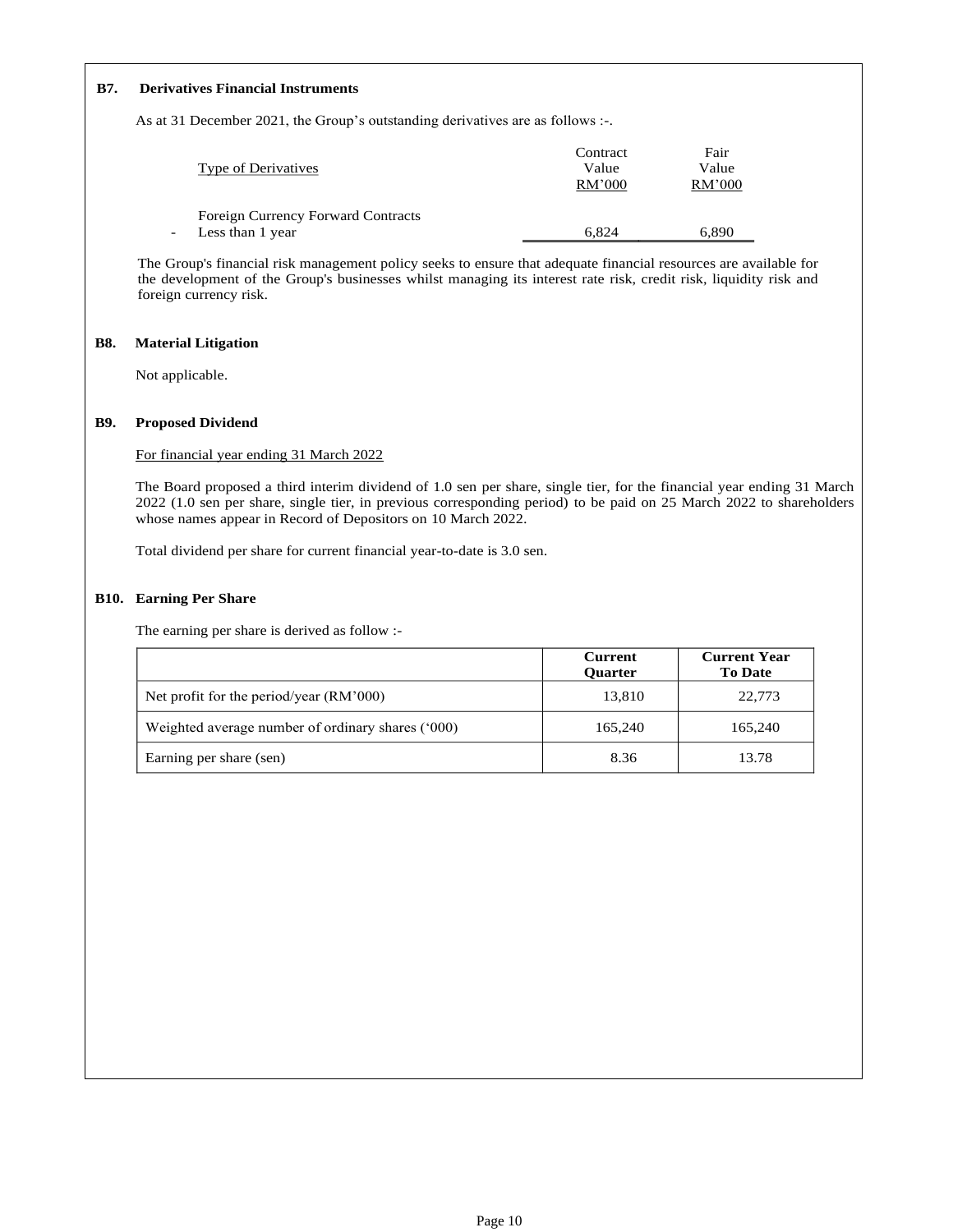**B7. Derivatives Financial Instruments**

As at 31 December 2021, the Group's outstanding derivatives are as follows :-.

| Type of Derivatives | Contract Value RM'000 | Fair Value RM'000 |
|---|---|---|
| Foreign Currency Forward Contracts | | |
| - Less than 1 year | 6,824 | 6,890 |

The Group's financial risk management policy seeks to ensure that adequate financial resources are available for the development of the Group's businesses whilst managing its interest rate risk, credit risk, liquidity risk and foreign currency risk.

**B8. Material Litigation**

Not applicable.

**B9. Proposed Dividend**

For financial year ending 31 March 2022

The Board proposed a third interim dividend of 1.0 sen per share, single tier, for the financial year ending 31 March 2022 (1.0 sen per share, single tier, in previous corresponding period) to be paid on 25 March 2022 to shareholders whose names appear in Record of Depositors on 10 March 2022.

Total dividend per share for current financial year-to-date is 3.0 sen.

**B10. Earning Per Share**

The earning per share is derived as follow :-

| | Current Quarter | Current Year To Date |
|---|---|---|
| Net profit for the period/year (RM'000) | 13,810 | 22,773 |
| Weighted average number of ordinary shares ('000) | 165,240 | 165,240 |
| Earning per share (sen) | 8.36 | 13.78 |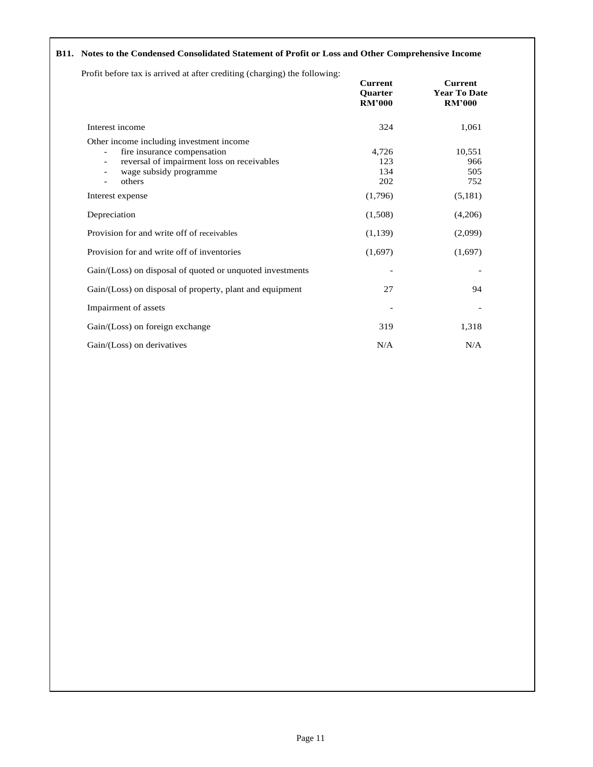### B11. Notes to the Condensed Consolidated Statement of Profit or Loss and Other Comprehensive Income

Profit before tax is arrived at after crediting (charging) the following:

| | Current Quarter RM'000 | Current Year To Date RM'000 |
|---|---|---|
| Interest income | 324 | 1,061 |
| Other income including investment income | | |
| - fire insurance compensation | 4,726 | 10,551 |
| - reversal of impairment loss on receivables | 123 | 966 |
| - wage subsidy programme | 134 | 505 |
| - others | 202 | 752 |
| Interest expense | (1,796) | (5,181) |
| Depreciation | (1,508) | (4,206) |
| Provision for and write off of receivables | (1,139) | (2,099) |
| Provision for and write off of inventories | (1,697) | (1,697) |
| Gain/(Loss) on disposal of quoted or unquoted investments | - | - |
| Gain/(Loss) on disposal of property, plant and equipment | 27 | 94 |
| Impairment of assets | - | - |
| Gain/(Loss) on foreign exchange | 319 | 1,318 |
| Gain/(Loss) on derivatives | N/A | N/A |